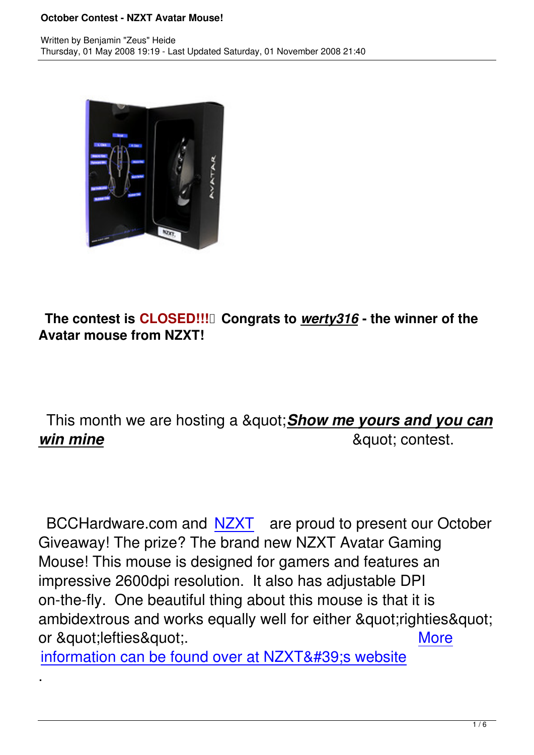# October Contest - NZXT Avatar Mouse!

Written by Benjamin "Zeus" Heide
Thursday, 01 May 2008 19:19 - Last Updated Saturday, 01 November 2008 21:40

**The contest is CLOSED!!!  Congrats to *werty316* - the winner of the Avatar mouse from NZXT!**

This month we are hosting a &quot;***Show me yours and you can win mine***&quot; contest.

BCCHardware.com and NZXT are proud to present our October Giveaway! The prize? The brand new NZXT Avatar Gaming Mouse! This mouse is designed for gamers and features an impressive 2600dpi resolution. It also has adjustable DPI on-the-fly. One beautiful thing about this mouse is that it is ambidextrous and works equally well for either &quot;righties&quot; or &quot;lefties&quot;. More information can be found over at NZXT&#39;s website.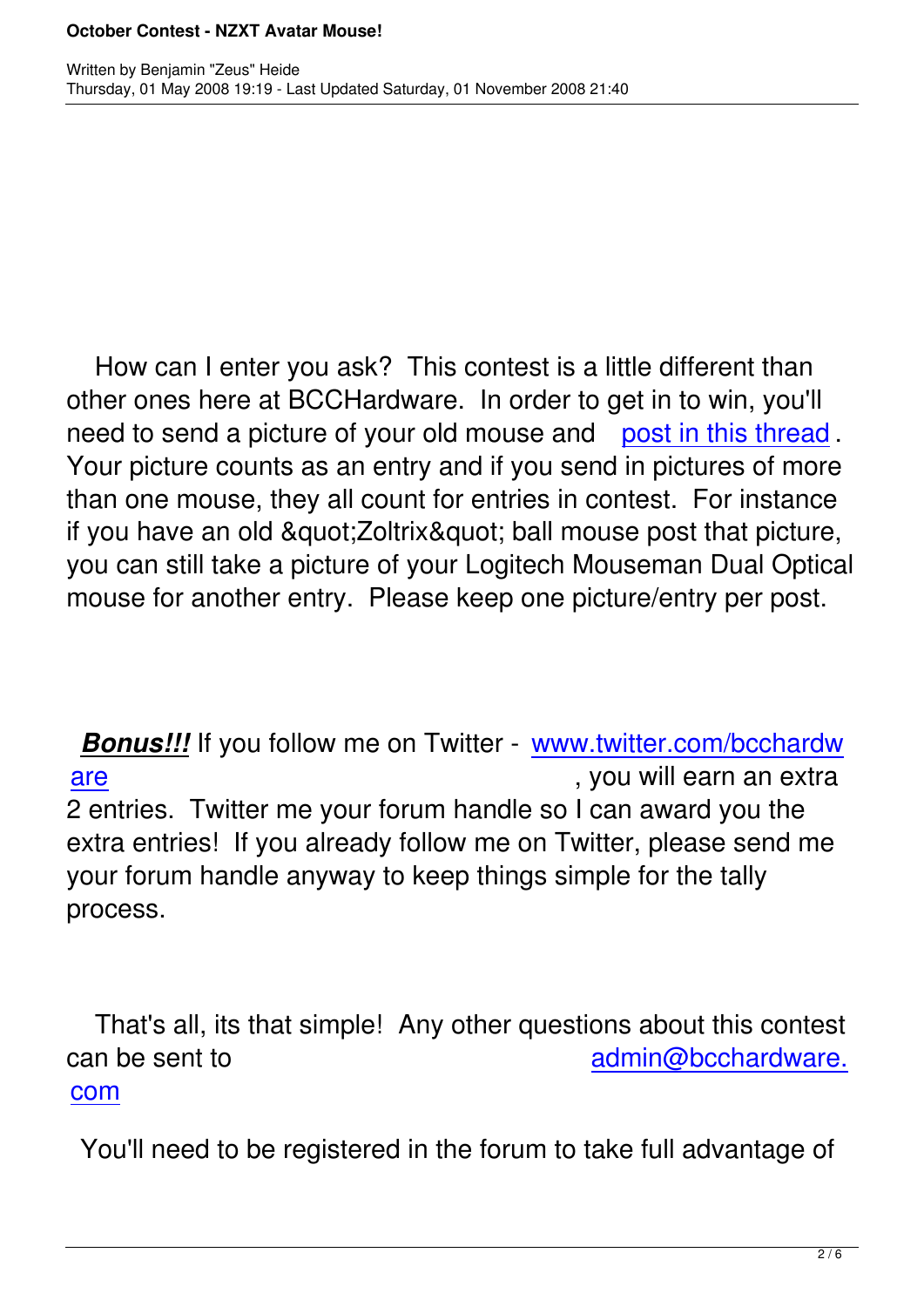How can I enter you ask? This contest is a little different than other ones here at BCCHardware. In order to get in to win, you'll need to send a picture of your old mouse and post in this thread. Your picture counts as an entry and if you send in pictures of more than one mouse, they all count for entries in contest. For instance if you have an old &quot;Zoltrix&quot; ball mouse post that picture, you can still take a picture of your Logitech Mouseman Dual Optical mouse for another entry. Please keep one picture/entry per post.

***Bonus!!!*** If you follow me on Twitter - www.twitter.com/bcchardware, you will earn an extra 2 entries. Twitter me your forum handle so I can award you the extra entries! If you already follow me on Twitter, please send me your forum handle anyway to keep things simple for the tally process.

That's all, its that simple! Any other questions about this contest can be sent to admin@bcchardware.com

You'll need to be registered in the forum to take full advantage of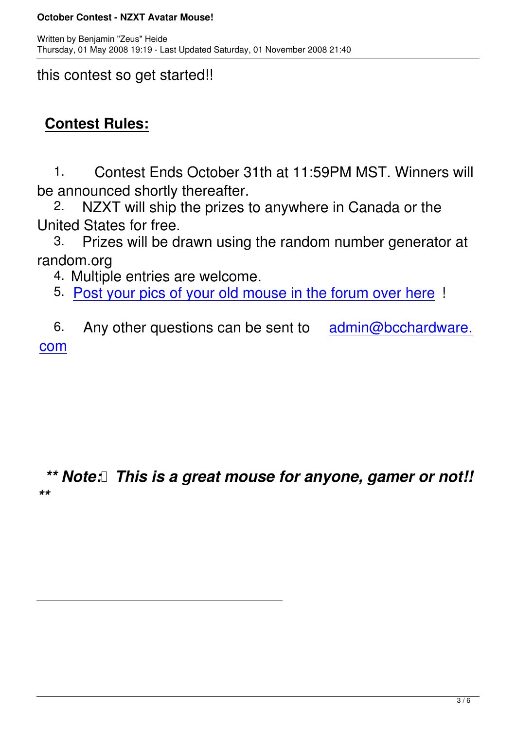this contest so get started!!

## Contest Rules:

1. Contest Ends October 31th at 11:59PM MST. Winners will be announced shortly thereafter.
2. NZXT will ship the prizes to anywhere in Canada or the United States for free.
3. Prizes will be drawn using the random number generator at random.org
4. Multiple entries are welcome.
5. Post your pics of your old mouse in the forum over here !
6. Any other questions can be sent to admin@bcchardware.com

***\*\* Note: This is a great mouse for anyone, gamer or not!! \*\****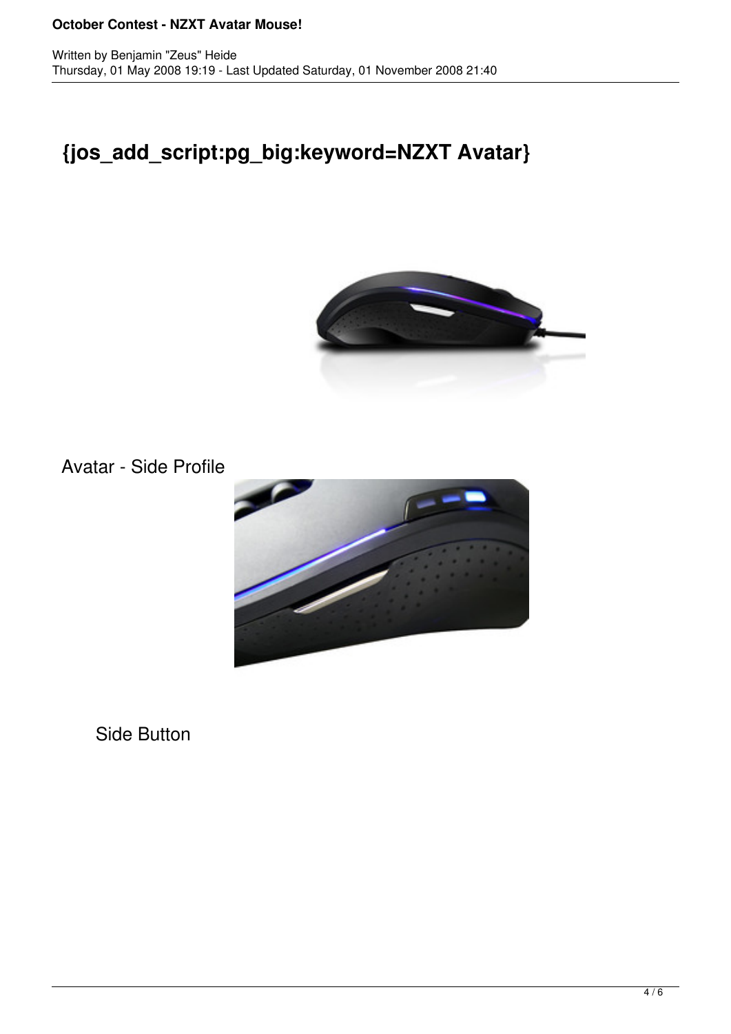## {jos_add_script:pg_big:keyword=NZXT Avatar}

Avatar - Side Profile

Side Button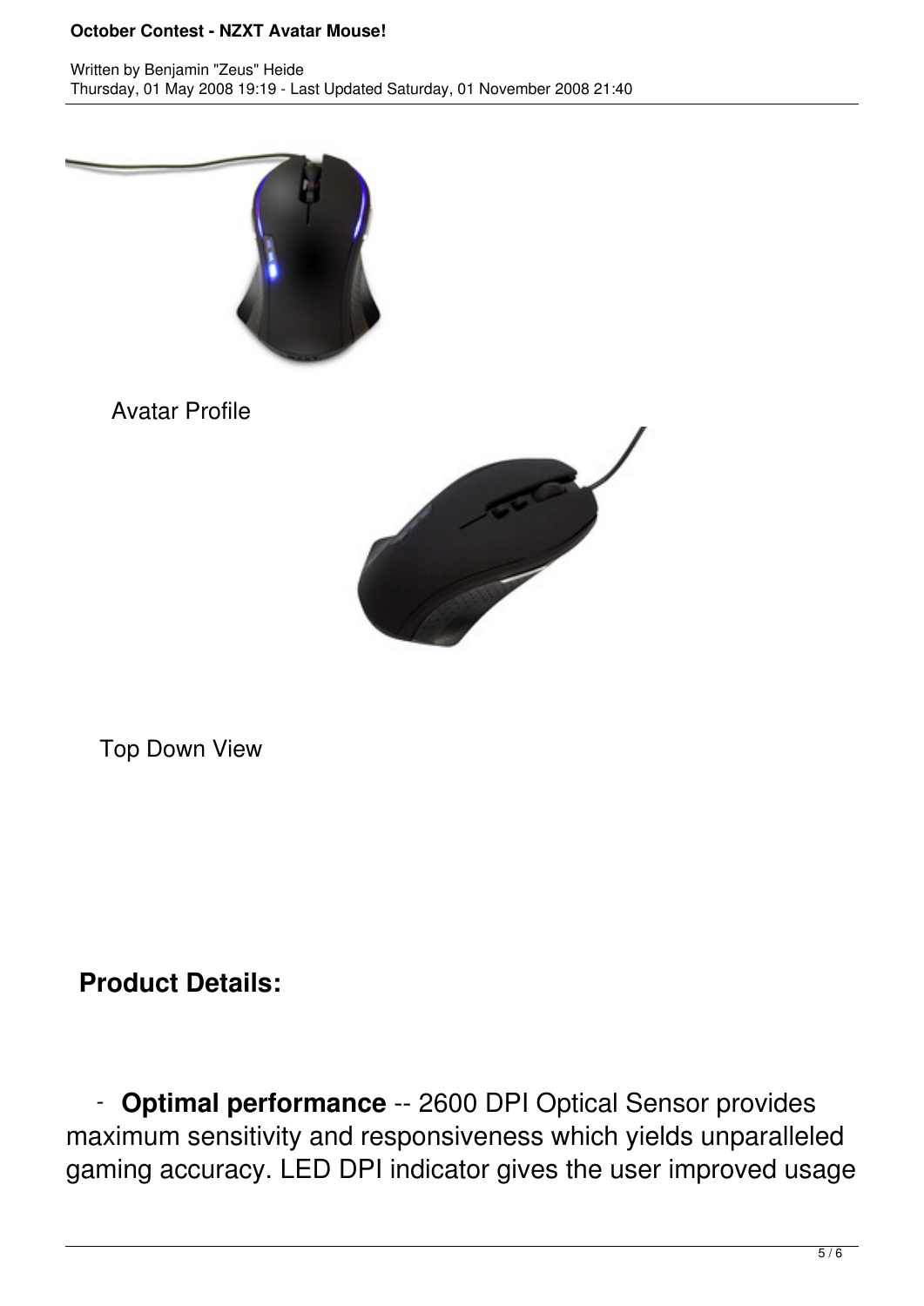Avatar Profile

Top Down View

**Product Details:**

- **Optimal performance** -- 2600 DPI Optical Sensor provides maximum sensitivity and responsiveness which yields unparalleled gaming accuracy. LED DPI indicator gives the user improved usage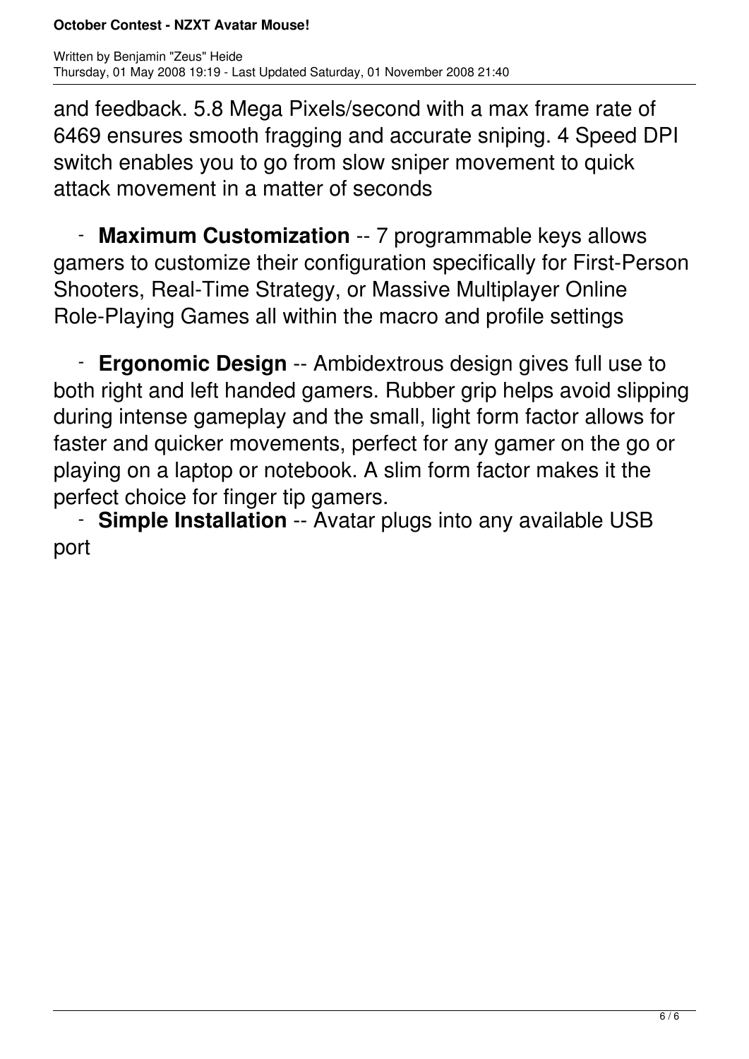and feedback. 5.8 Mega Pixels/second with a max frame rate of 6469 ensures smooth fragging and accurate sniping. 4 Speed DPI switch enables you to go from slow sniper movement to quick attack movement in a matter of seconds

- **Maximum Customization** -- 7 programmable keys allows gamers to customize their configuration specifically for First-Person Shooters, Real-Time Strategy, or Massive Multiplayer Online Role-Playing Games all within the macro and profile settings

- **Ergonomic Design** -- Ambidextrous design gives full use to both right and left handed gamers. Rubber grip helps avoid slipping during intense gameplay and the small, light form factor allows for faster and quicker movements, perfect for any gamer on the go or playing on a laptop or notebook. A slim form factor makes it the perfect choice for finger tip gamers.
- **Simple Installation** -- Avatar plugs into any available USB port